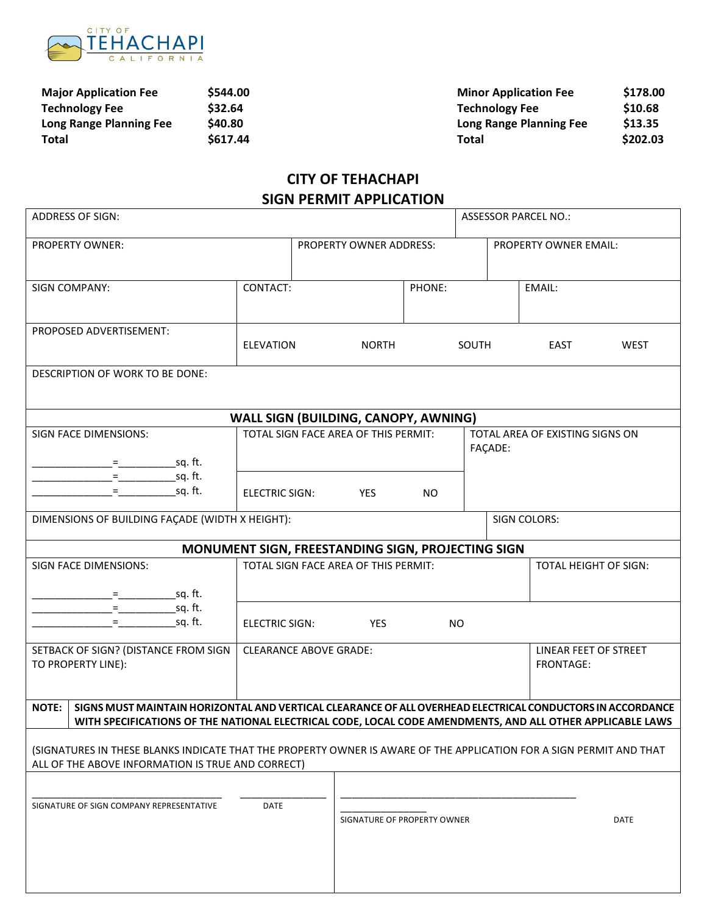CITY OF TEHACHAPI CALIFORNIA

| | |
|---|---|
| **Major Application Fee** | **$544.00** |
| **Technology Fee** | **$32.64** |
| **Long Range Planning Fee** | **$40.80** |
| **Total** | **$617.44** |

| | |
|---|---|
| **Minor Application Fee** | **$178.00** |
| **Technology Fee** | **$10.68** |
| **Long Range Planning Fee** | **$13.35** |
| **Total** | **$202.03** |

# CITY OF TEHACHAPI
## SIGN PERMIT APPLICATION

ADDRESS OF SIGN:

ASSESSOR PARCEL NO.:

PROPERTY OWNER:

PROPERTY OWNER ADDRESS:

PROPERTY OWNER EMAIL:

SIGN COMPANY:

CONTACT:

PHONE:

EMAIL:

PROPOSED ADVERTISEMENT:

ELEVATION NORTH SOUTH EAST WEST

DESCRIPTION OF WORK TO BE DONE:

### WALL SIGN (BUILDING, CANOPY, AWNING)

SIGN FACE DIMENSIONS:

______________=__________sq. ft.
______________=__________sq. ft.
______________=__________sq. ft.

TOTAL SIGN FACE AREA OF THIS PERMIT:

ELECTRIC SIGN: YES NO

TOTAL AREA OF EXISTING SIGNS ON FAÇADE:

DIMENSIONS OF BUILDING FAÇADE (WIDTH X HEIGHT):

SIGN COLORS:

### MONUMENT SIGN, FREESTANDING SIGN, PROJECTING SIGN

SIGN FACE DIMENSIONS:

______________=__________sq. ft.
______________=__________sq. ft.
______________=__________sq. ft.

TOTAL SIGN FACE AREA OF THIS PERMIT:

TOTAL HEIGHT OF SIGN:

ELECTRIC SIGN: YES NO

SETBACK OF SIGN? (DISTANCE FROM SIGN TO PROPERTY LINE):

CLEARANCE ABOVE GRADE:

LINEAR FEET OF STREET FRONTAGE:

**NOTE:** **SIGNS MUST MAINTAIN HORIZONTAL AND VERTICAL CLEARANCE OF ALL OVERHEAD ELECTRICAL CONDUCTORS IN ACCORDANCE WITH SPECIFICATIONS OF THE NATIONAL ELECTRICAL CODE, LOCAL CODE AMENDMENTS, AND ALL OTHER APPLICABLE LAWS**

(SIGNATURES IN THESE BLANKS INDICATE THAT THE PROPERTY OWNER IS AWARE OF THE APPLICATION FOR A SIGN PERMIT AND THAT ALL OF THE ABOVE INFORMATION IS TRUE AND CORRECT)

___________________________________ _______________
SIGNATURE OF SIGN COMPANY REPRESENTATIVE DATE

___________________________________ _______________
SIGNATURE OF PROPERTY OWNER DATE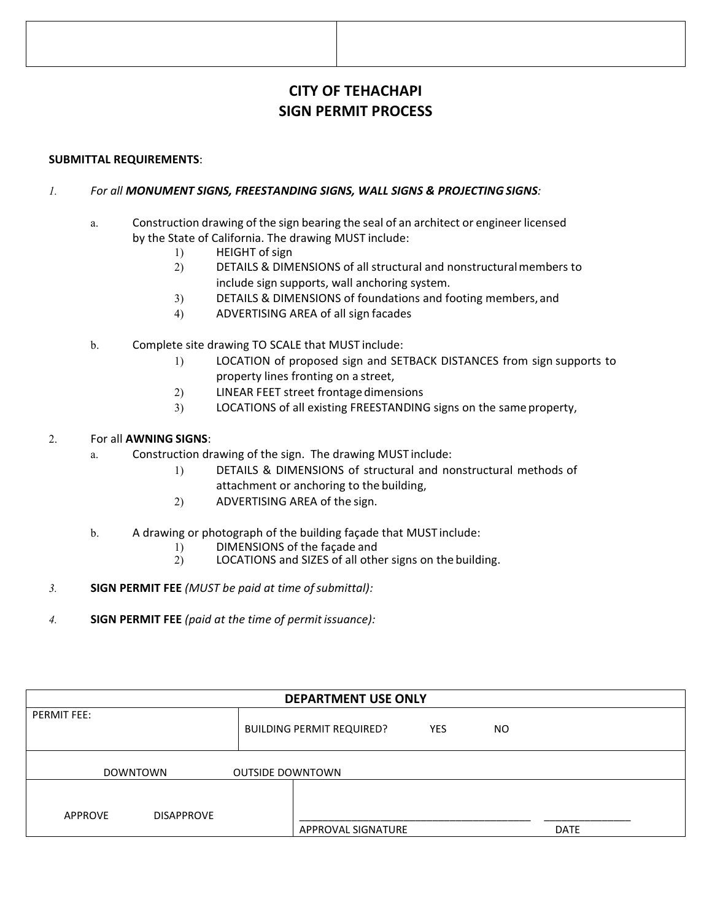| | |
|---|---|
| | |

# CITY OF TEHACHAPI
# SIGN PERMIT PROCESS

**SUBMITTAL REQUIREMENTS**:

1. *For all **MONUMENT SIGNS, FREESTANDING SIGNS, WALL SIGNS & PROJECTING SIGNS**:*

   a. Construction drawing of the sign bearing the seal of an architect or engineer licensed by the State of California. The drawing MUST include:
      1) HEIGHT of sign
      2) DETAILS & DIMENSIONS of all structural and nonstructural members to include sign supports, wall anchoring system.
      3) DETAILS & DIMENSIONS of foundations and footing members, and
      4) ADVERTISING AREA of all sign facades

   b. Complete site drawing TO SCALE that MUST include:
      1) LOCATION of proposed sign and SETBACK DISTANCES from sign supports to property lines fronting on a street,
      2) LINEAR FEET street frontage dimensions
      3) LOCATIONS of all existing FREESTANDING signs on the same property,

2. For all **AWNING SIGNS**:

   a. Construction drawing of the sign. The drawing MUST include:
      1) DETAILS & DIMENSIONS of structural and nonstructural methods of attachment or anchoring to the building,
      2) ADVERTISING AREA of the sign.

   b. A drawing or photograph of the building façade that MUST include:
      1) DIMENSIONS of the façade and
      2) LOCATIONS and SIZES of all other signs on the building.

3. **SIGN PERMIT FEE** *(MUST be paid at time of submittal):*

4. **SIGN PERMIT FEE** *(paid at the time of permit issuance):*

| DEPARTMENT USE ONLY | |
|---|---|
| PERMIT FEE: | BUILDING PERMIT REQUIRED? YES NO |
| DOWNTOWN OUTSIDE DOWNTOWN | |
| APPROVE DISAPPROVE | \_\_\_\_\_\_\_\_\_\_\_\_\_\_\_\_\_\_\_\_\_\_\_\_\_\_\_\_\_\_\_\_\_\_\_\_\_\_ \_\_\_\_\_\_\_\_\_\_\_\_\_\_\_ <br> APPROVAL SIGNATURE DATE |